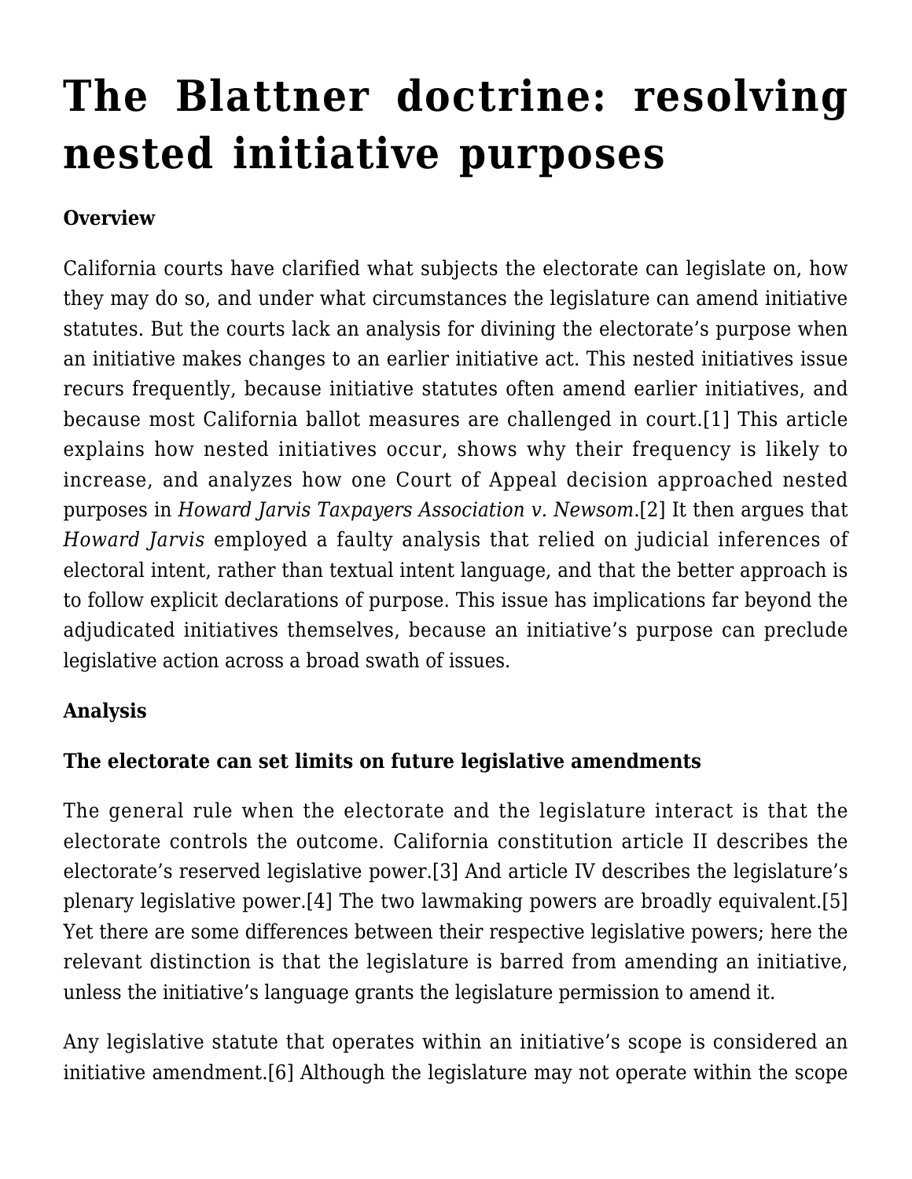# The Blattner doctrine: resolving nested initiative purposes

**Overview**

California courts have clarified what subjects the electorate can legislate on, how they may do so, and under what circumstances the legislature can amend initiative statutes. But the courts lack an analysis for divining the electorate's purpose when an initiative makes changes to an earlier initiative act. This nested initiatives issue recurs frequently, because initiative statutes often amend earlier initiatives, and because most California ballot measures are challenged in court.[1] This article explains how nested initiatives occur, shows why their frequency is likely to increase, and analyzes how one Court of Appeal decision approached nested purposes in *Howard Jarvis Taxpayers Association v. Newsom*.[2] It then argues that *Howard Jarvis* employed a faulty analysis that relied on judicial inferences of electoral intent, rather than textual intent language, and that the better approach is to follow explicit declarations of purpose. This issue has implications far beyond the adjudicated initiatives themselves, because an initiative's purpose can preclude legislative action across a broad swath of issues.

**Analysis**

**The electorate can set limits on future legislative amendments**

The general rule when the electorate and the legislature interact is that the electorate controls the outcome. California constitution article II describes the electorate's reserved legislative power.[3] And article IV describes the legislature's plenary legislative power.[4] The two lawmaking powers are broadly equivalent.[5] Yet there are some differences between their respective legislative powers; here the relevant distinction is that the legislature is barred from amending an initiative, unless the initiative's language grants the legislature permission to amend it.

Any legislative statute that operates within an initiative's scope is considered an initiative amendment.[6] Although the legislature may not operate within the scope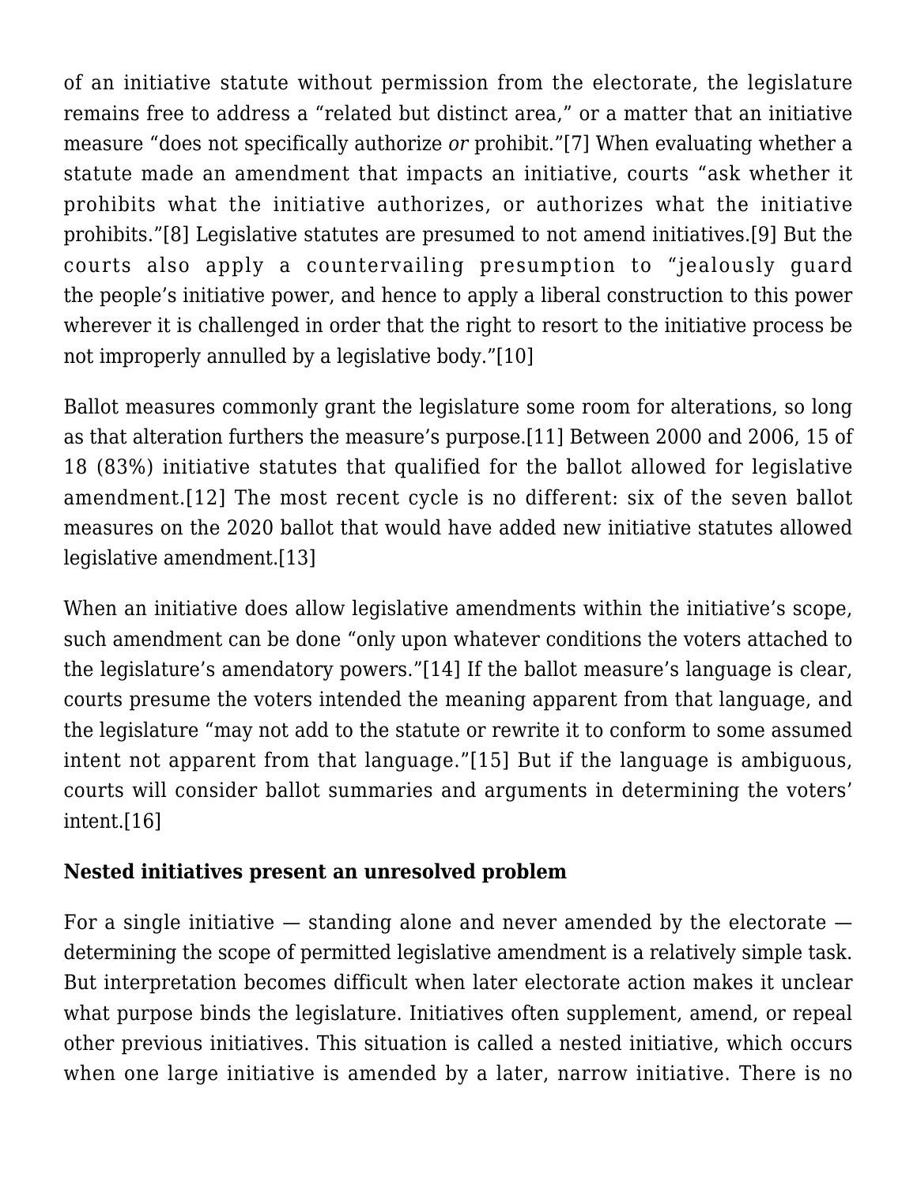of an initiative statute without permission from the electorate, the legislature remains free to address a “related but distinct area,” or a matter that an initiative measure “does not specifically authorize *or* prohibit.”[7] When evaluating whether a statute made an amendment that impacts an initiative, courts “ask whether it prohibits what the initiative authorizes, or authorizes what the initiative prohibits.”[8] Legislative statutes are presumed to not amend initiatives.[9] But the courts also apply a countervailing presumption to “jealously guard the people’s initiative power, and hence to apply a liberal construction to this power wherever it is challenged in order that the right to resort to the initiative process be not improperly annulled by a legislative body.”[10]

Ballot measures commonly grant the legislature some room for alterations, so long as that alteration furthers the measure’s purpose.[11] Between 2000 and 2006, 15 of 18 (83%) initiative statutes that qualified for the ballot allowed for legislative amendment.[12] The most recent cycle is no different: six of the seven ballot measures on the 2020 ballot that would have added new initiative statutes allowed legislative amendment.[13]

When an initiative does allow legislative amendments within the initiative’s scope, such amendment can be done “only upon whatever conditions the voters attached to the legislature’s amendatory powers.”[14] If the ballot measure’s language is clear, courts presume the voters intended the meaning apparent from that language, and the legislature “may not add to the statute or rewrite it to conform to some assumed intent not apparent from that language.”[15] But if the language is ambiguous, courts will consider ballot summaries and arguments in determining the voters’ intent.[16]

**Nested initiatives present an unresolved problem**

For a single initiative — standing alone and never amended by the electorate — determining the scope of permitted legislative amendment is a relatively simple task. But interpretation becomes difficult when later electorate action makes it unclear what purpose binds the legislature. Initiatives often supplement, amend, or repeal other previous initiatives. This situation is called a nested initiative, which occurs when one large initiative is amended by a later, narrow initiative. There is no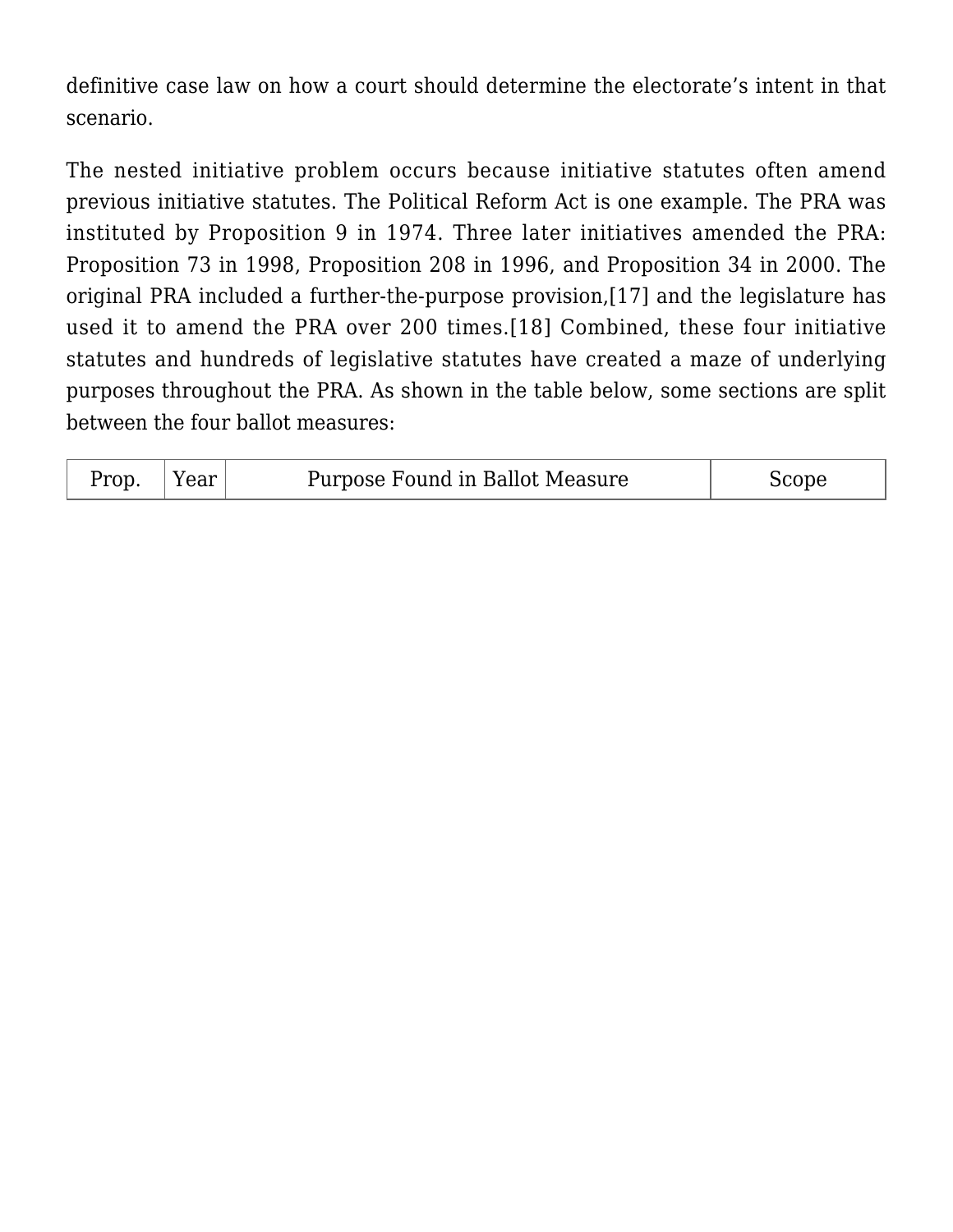definitive case law on how a court should determine the electorate's intent in that scenario.

The nested initiative problem occurs because initiative statutes often amend previous initiative statutes. The Political Reform Act is one example. The PRA was instituted by Proposition 9 in 1974. Three later initiatives amended the PRA: Proposition 73 in 1998, Proposition 208 in 1996, and Proposition 34 in 2000. The original PRA included a further-the-purpose provision,[17] and the legislature has used it to amend the PRA over 200 times.[18] Combined, these four initiative statutes and hundreds of legislative statutes have created a maze of underlying purposes throughout the PRA. As shown in the table below, some sections are split between the four ballot measures:

| Prop. | Year | Purpose Found in Ballot Measure | Scope |
| --- | --- | --- | --- |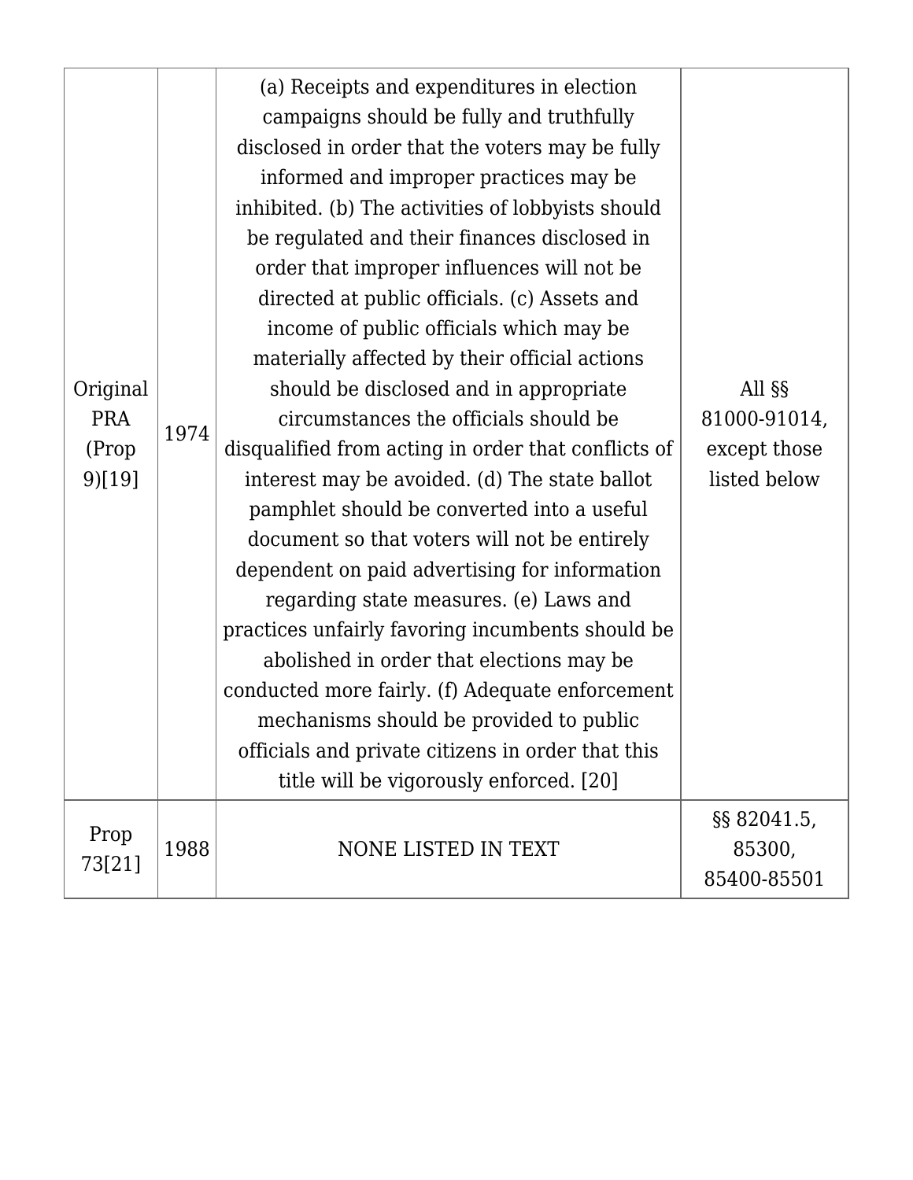| | | | |
|---|---|---|---|
| Original PRA (Prop 9)[19] | 1974 | (a) Receipts and expenditures in election campaigns should be fully and truthfully disclosed in order that the voters may be fully informed and improper practices may be inhibited. (b) The activities of lobbyists should be regulated and their finances disclosed in order that improper influences will not be directed at public officials. (c) Assets and income of public officials which may be materially affected by their official actions should be disclosed and in appropriate circumstances the officials should be disqualified from acting in order that conflicts of interest may be avoided. (d) The state ballot pamphlet should be converted into a useful document so that voters will not be entirely dependent on paid advertising for information regarding state measures. (e) Laws and practices unfairly favoring incumbents should be abolished in order that elections may be conducted more fairly. (f) Adequate enforcement mechanisms should be provided to public officials and private citizens in order that this title will be vigorously enforced. [20] | All §§ 81000-91014, except those listed below |
| Prop 73[21] | 1988 | NONE LISTED IN TEXT | §§ 82041.5, 85300, 85400-85501 |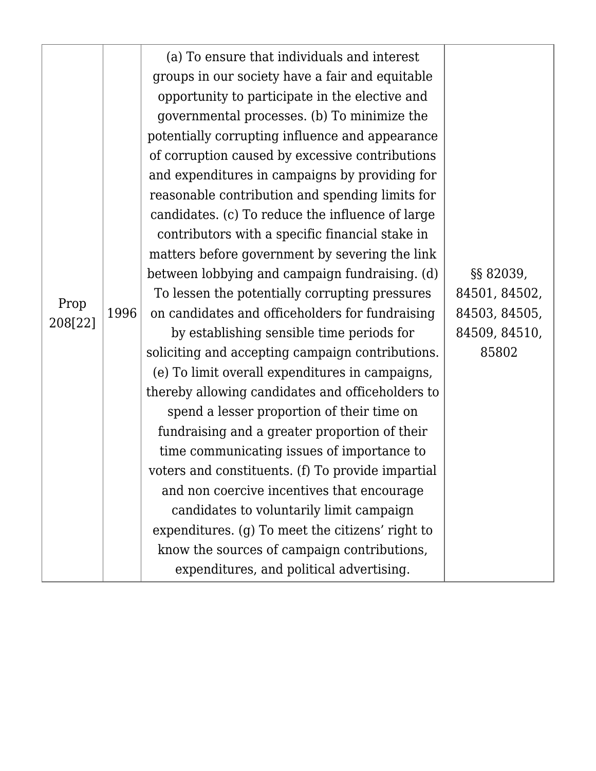| | | | |
|---|---|---|---|
| Prop 208[22] | 1996 | (a) To ensure that individuals and interest groups in our society have a fair and equitable opportunity to participate in the elective and governmental processes. (b) To minimize the potentially corrupting influence and appearance of corruption caused by excessive contributions and expenditures in campaigns by providing for reasonable contribution and spending limits for candidates. (c) To reduce the influence of large contributors with a specific financial stake in matters before government by severing the link between lobbying and campaign fundraising. (d) To lessen the potentially corrupting pressures on candidates and officeholders for fundraising by establishing sensible time periods for soliciting and accepting campaign contributions. (e) To limit overall expenditures in campaigns, thereby allowing candidates and officeholders to spend a lesser proportion of their time on fundraising and a greater proportion of their time communicating issues of importance to voters and constituents. (f) To provide impartial and non coercive incentives that encourage candidates to voluntarily limit campaign expenditures. (g) To meet the citizens’ right to know the sources of campaign contributions, expenditures, and political advertising. | §§ 82039, 84501, 84502, 84503, 84505, 84509, 84510, 85802 |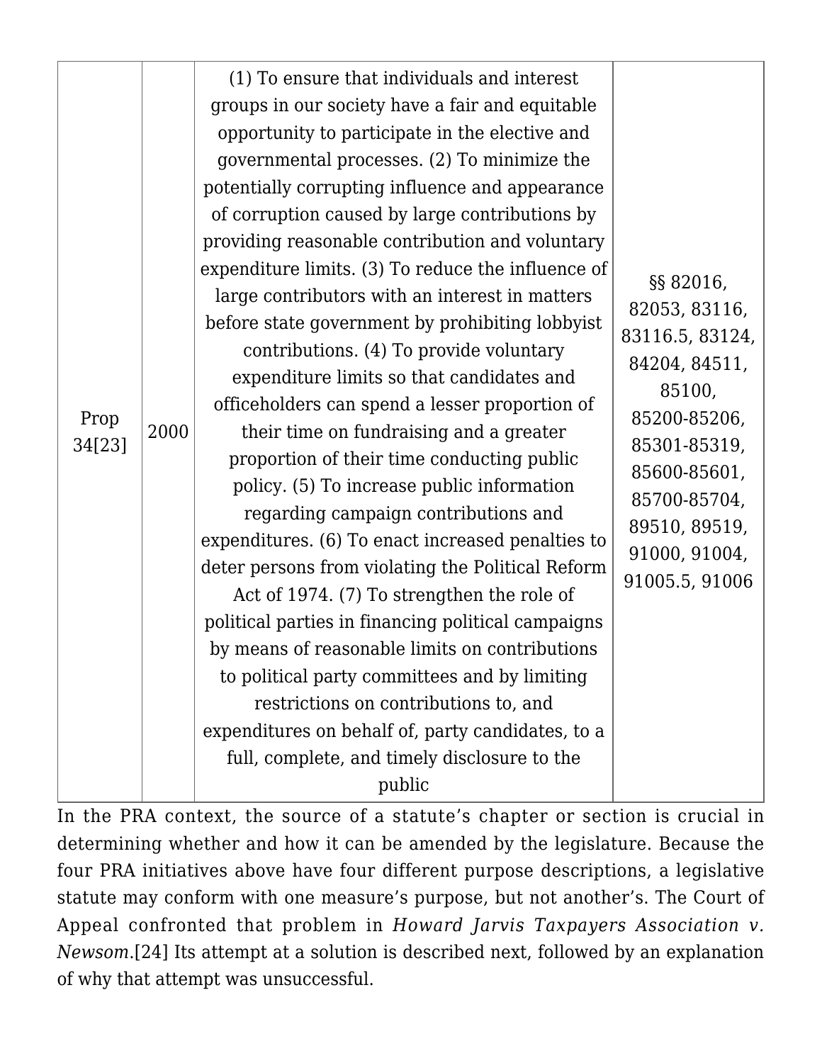| | | | |
|---|---|---|---|
| Prop 34[23] | 2000 | (1) To ensure that individuals and interest groups in our society have a fair and equitable opportunity to participate in the elective and governmental processes. (2) To minimize the potentially corrupting influence and appearance of corruption caused by large contributions by providing reasonable contribution and voluntary expenditure limits. (3) To reduce the influence of large contributors with an interest in matters before state government by prohibiting lobbyist contributions. (4) To provide voluntary expenditure limits so that candidates and officeholders can spend a lesser proportion of their time on fundraising and a greater proportion of their time conducting public policy. (5) To increase public information regarding campaign contributions and expenditures. (6) To enact increased penalties to deter persons from violating the Political Reform Act of 1974. (7) To strengthen the role of political parties in financing political campaigns by means of reasonable limits on contributions to political party committees and by limiting restrictions on contributions to, and expenditures on behalf of, party candidates, to a full, complete, and timely disclosure to the public | §§ 82016, 82053, 83116, 83116.5, 83124, 84204, 84511, 85100, 85200-85206, 85301-85319, 85600-85601, 85700-85704, 89510, 89519, 91000, 91004, 91005.5, 91006 |

In the PRA context, the source of a statute's chapter or section is crucial in determining whether and how it can be amended by the legislature. Because the four PRA initiatives above have four different purpose descriptions, a legislative statute may conform with one measure's purpose, but not another's. The Court of Appeal confronted that problem in *Howard Jarvis Taxpayers Association v. Newsom*.[24] Its attempt at a solution is described next, followed by an explanation of why that attempt was unsuccessful.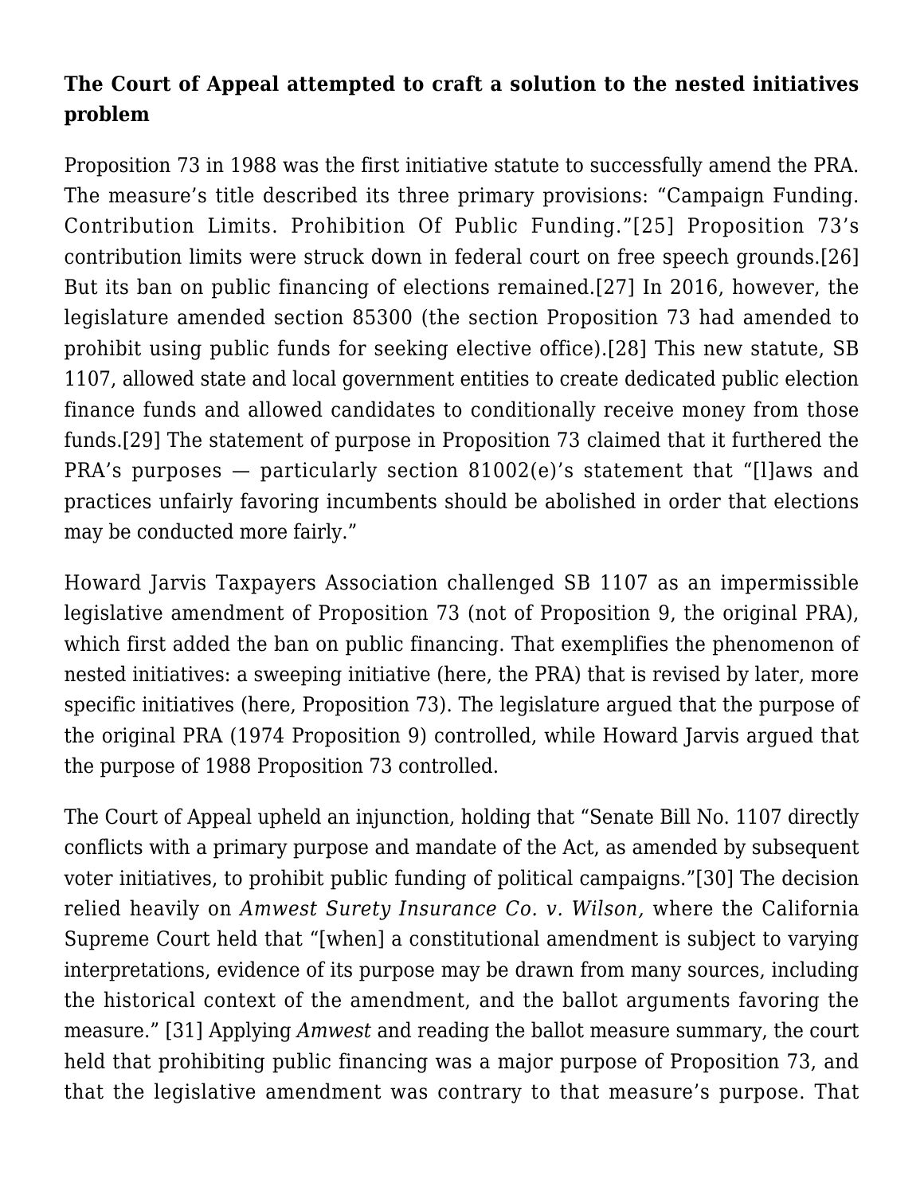**The Court of Appeal attempted to craft a solution to the nested initiatives problem**

Proposition 73 in 1988 was the first initiative statute to successfully amend the PRA. The measure's title described its three primary provisions: "Campaign Funding. Contribution Limits. Prohibition Of Public Funding."[25] Proposition 73's contribution limits were struck down in federal court on free speech grounds.[26] But its ban on public financing of elections remained.[27] In 2016, however, the legislature amended section 85300 (the section Proposition 73 had amended to prohibit using public funds for seeking elective office).[28] This new statute, SB 1107, allowed state and local government entities to create dedicated public election finance funds and allowed candidates to conditionally receive money from those funds.[29] The statement of purpose in Proposition 73 claimed that it furthered the PRA's purposes — particularly section 81002(e)'s statement that "[l]aws and practices unfairly favoring incumbents should be abolished in order that elections may be conducted more fairly."

Howard Jarvis Taxpayers Association challenged SB 1107 as an impermissible legislative amendment of Proposition 73 (not of Proposition 9, the original PRA), which first added the ban on public financing. That exemplifies the phenomenon of nested initiatives: a sweeping initiative (here, the PRA) that is revised by later, more specific initiatives (here, Proposition 73). The legislature argued that the purpose of the original PRA (1974 Proposition 9) controlled, while Howard Jarvis argued that the purpose of 1988 Proposition 73 controlled.

The Court of Appeal upheld an injunction, holding that "Senate Bill No. 1107 directly conflicts with a primary purpose and mandate of the Act, as amended by subsequent voter initiatives, to prohibit public funding of political campaigns."[30] The decision relied heavily on *Amwest Surety Insurance Co. v. Wilson,* where the California Supreme Court held that "[when] a constitutional amendment is subject to varying interpretations, evidence of its purpose may be drawn from many sources, including the historical context of the amendment, and the ballot arguments favoring the measure." [31] Applying *Amwest* and reading the ballot measure summary, the court held that prohibiting public financing was a major purpose of Proposition 73, and that the legislative amendment was contrary to that measure's purpose. That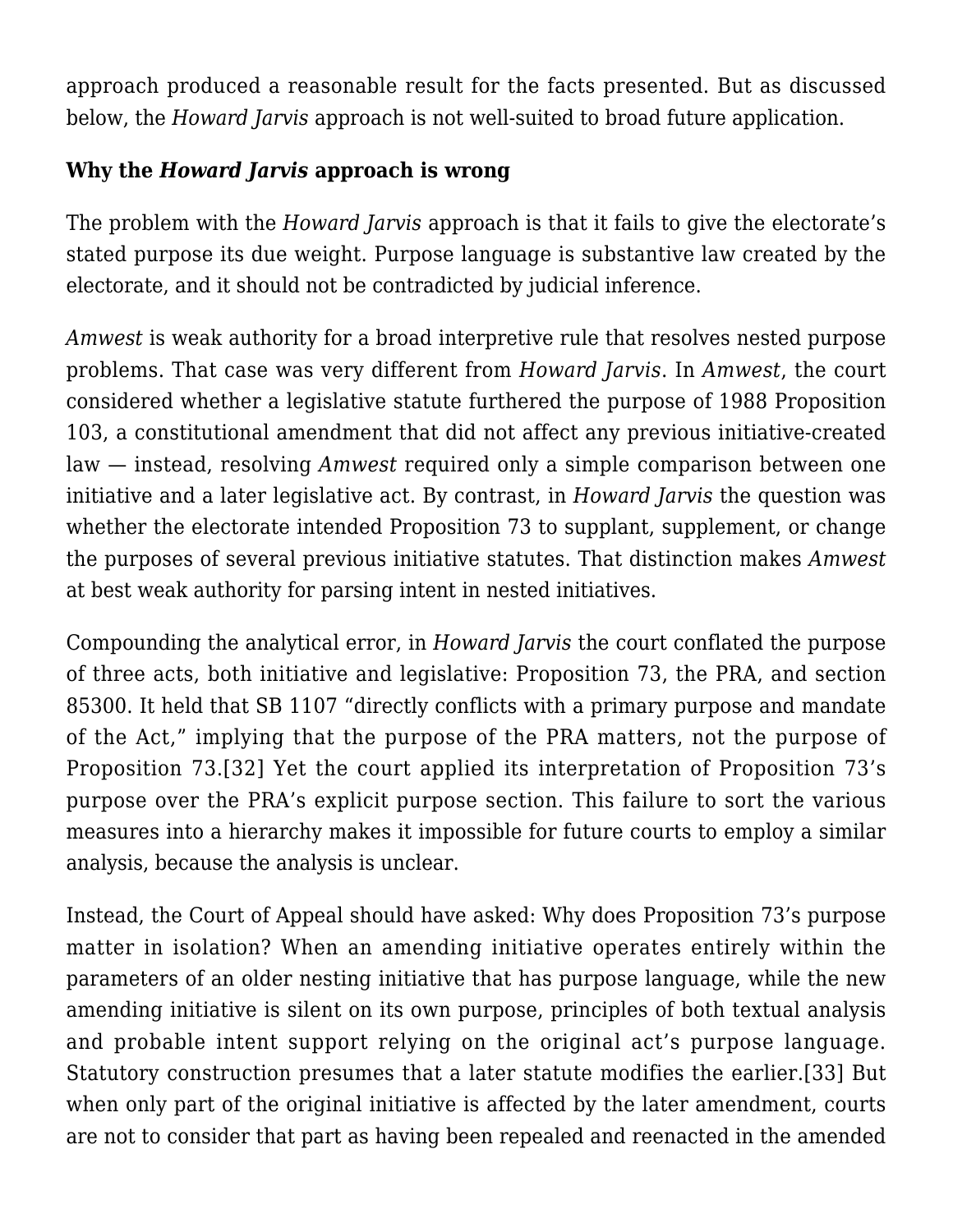approach produced a reasonable result for the facts presented. But as discussed below, the *Howard Jarvis* approach is not well-suited to broad future application.

**Why the *Howard Jarvis* approach is wrong**

The problem with the *Howard Jarvis* approach is that it fails to give the electorate's stated purpose its due weight. Purpose language is substantive law created by the electorate, and it should not be contradicted by judicial inference.

*Amwest* is weak authority for a broad interpretive rule that resolves nested purpose problems. That case was very different from *Howard Jarvis*. In *Amwest*, the court considered whether a legislative statute furthered the purpose of 1988 Proposition 103, a constitutional amendment that did not affect any previous initiative-created law — instead, resolving *Amwest* required only a simple comparison between one initiative and a later legislative act. By contrast, in *Howard Jarvis* the question was whether the electorate intended Proposition 73 to supplant, supplement, or change the purposes of several previous initiative statutes. That distinction makes *Amwest* at best weak authority for parsing intent in nested initiatives.

Compounding the analytical error, in *Howard Jarvis* the court conflated the purpose of three acts, both initiative and legislative: Proposition 73, the PRA, and section 85300. It held that SB 1107 "directly conflicts with a primary purpose and mandate of the Act," implying that the purpose of the PRA matters, not the purpose of Proposition 73.[32] Yet the court applied its interpretation of Proposition 73's purpose over the PRA's explicit purpose section. This failure to sort the various measures into a hierarchy makes it impossible for future courts to employ a similar analysis, because the analysis is unclear.

Instead, the Court of Appeal should have asked: Why does Proposition 73's purpose matter in isolation? When an amending initiative operates entirely within the parameters of an older nesting initiative that has purpose language, while the new amending initiative is silent on its own purpose, principles of both textual analysis and probable intent support relying on the original act's purpose language. Statutory construction presumes that a later statute modifies the earlier.[33] But when only part of the original initiative is affected by the later amendment, courts are not to consider that part as having been repealed and reenacted in the amended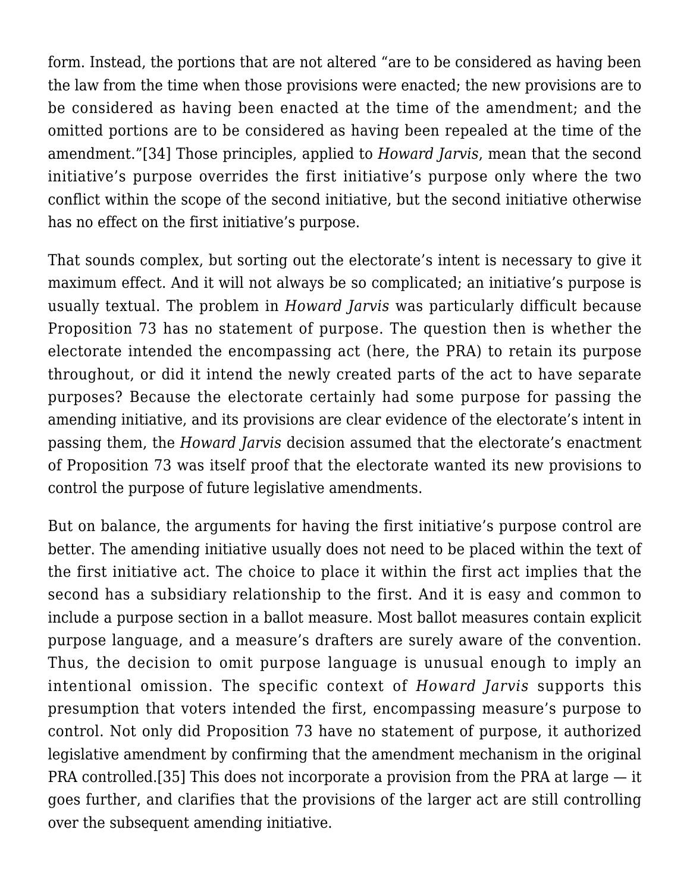form. Instead, the portions that are not altered "are to be considered as having been the law from the time when those provisions were enacted; the new provisions are to be considered as having been enacted at the time of the amendment; and the omitted portions are to be considered as having been repealed at the time of the amendment."[34] Those principles, applied to *Howard Jarvis*, mean that the second initiative's purpose overrides the first initiative's purpose only where the two conflict within the scope of the second initiative, but the second initiative otherwise has no effect on the first initiative's purpose.

That sounds complex, but sorting out the electorate's intent is necessary to give it maximum effect. And it will not always be so complicated; an initiative's purpose is usually textual. The problem in *Howard Jarvis* was particularly difficult because Proposition 73 has no statement of purpose. The question then is whether the electorate intended the encompassing act (here, the PRA) to retain its purpose throughout, or did it intend the newly created parts of the act to have separate purposes? Because the electorate certainly had some purpose for passing the amending initiative, and its provisions are clear evidence of the electorate's intent in passing them, the *Howard Jarvis* decision assumed that the electorate's enactment of Proposition 73 was itself proof that the electorate wanted its new provisions to control the purpose of future legislative amendments.

But on balance, the arguments for having the first initiative's purpose control are better. The amending initiative usually does not need to be placed within the text of the first initiative act. The choice to place it within the first act implies that the second has a subsidiary relationship to the first. And it is easy and common to include a purpose section in a ballot measure. Most ballot measures contain explicit purpose language, and a measure's drafters are surely aware of the convention. Thus, the decision to omit purpose language is unusual enough to imply an intentional omission. The specific context of *Howard Jarvis* supports this presumption that voters intended the first, encompassing measure's purpose to control. Not only did Proposition 73 have no statement of purpose, it authorized legislative amendment by confirming that the amendment mechanism in the original PRA controlled.[35] This does not incorporate a provision from the PRA at large — it goes further, and clarifies that the provisions of the larger act are still controlling over the subsequent amending initiative.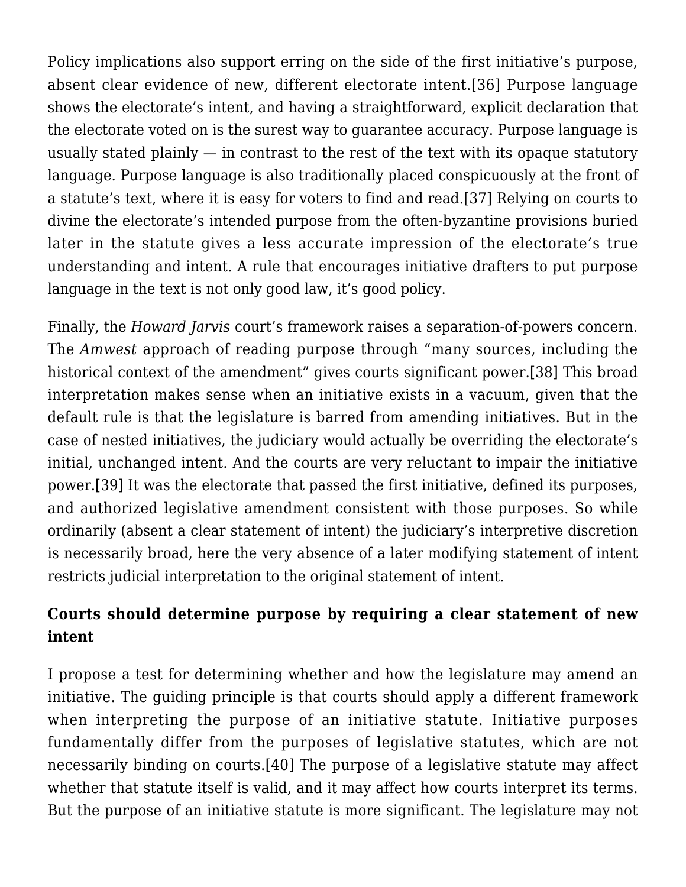Policy implications also support erring on the side of the first initiative's purpose, absent clear evidence of new, different electorate intent.[36] Purpose language shows the electorate's intent, and having a straightforward, explicit declaration that the electorate voted on is the surest way to guarantee accuracy. Purpose language is usually stated plainly — in contrast to the rest of the text with its opaque statutory language. Purpose language is also traditionally placed conspicuously at the front of a statute's text, where it is easy for voters to find and read.[37] Relying on courts to divine the electorate's intended purpose from the often-byzantine provisions buried later in the statute gives a less accurate impression of the electorate's true understanding and intent. A rule that encourages initiative drafters to put purpose language in the text is not only good law, it's good policy.

Finally, the *Howard Jarvis* court's framework raises a separation-of-powers concern. The *Amwest* approach of reading purpose through "many sources, including the historical context of the amendment" gives courts significant power.[38] This broad interpretation makes sense when an initiative exists in a vacuum, given that the default rule is that the legislature is barred from amending initiatives. But in the case of nested initiatives, the judiciary would actually be overriding the electorate's initial, unchanged intent. And the courts are very reluctant to impair the initiative power.[39] It was the electorate that passed the first initiative, defined its purposes, and authorized legislative amendment consistent with those purposes. So while ordinarily (absent a clear statement of intent) the judiciary's interpretive discretion is necessarily broad, here the very absence of a later modifying statement of intent restricts judicial interpretation to the original statement of intent.

**Courts should determine purpose by requiring a clear statement of new intent**

I propose a test for determining whether and how the legislature may amend an initiative. The guiding principle is that courts should apply a different framework when interpreting the purpose of an initiative statute. Initiative purposes fundamentally differ from the purposes of legislative statutes, which are not necessarily binding on courts.[40] The purpose of a legislative statute may affect whether that statute itself is valid, and it may affect how courts interpret its terms. But the purpose of an initiative statute is more significant. The legislature may not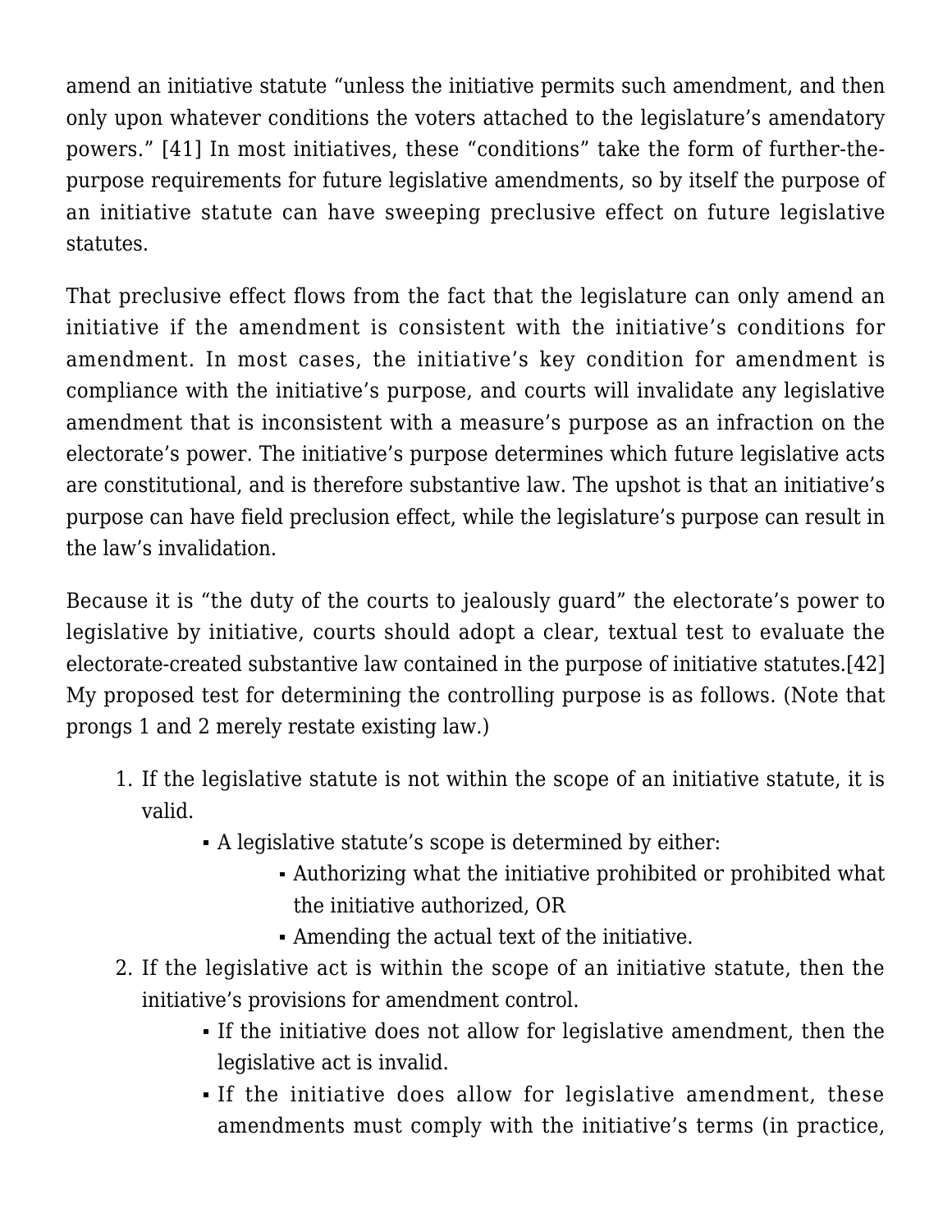amend an initiative statute "unless the initiative permits such amendment, and then only upon whatever conditions the voters attached to the legislature's amendatory powers." [41] In most initiatives, these "conditions" take the form of further-the-purpose requirements for future legislative amendments, so by itself the purpose of an initiative statute can have sweeping preclusive effect on future legislative statutes.

That preclusive effect flows from the fact that the legislature can only amend an initiative if the amendment is consistent with the initiative's conditions for amendment. In most cases, the initiative's key condition for amendment is compliance with the initiative's purpose, and courts will invalidate any legislative amendment that is inconsistent with a measure's purpose as an infraction on the electorate's power. The initiative's purpose determines which future legislative acts are constitutional, and is therefore substantive law. The upshot is that an initiative's purpose can have field preclusion effect, while the legislature's purpose can result in the law's invalidation.

Because it is "the duty of the courts to jealously guard" the electorate's power to legislative by initiative, courts should adopt a clear, textual test to evaluate the electorate-created substantive law contained in the purpose of initiative statutes.[42] My proposed test for determining the controlling purpose is as follows. (Note that prongs 1 and 2 merely restate existing law.)

1. If the legislative statute is not within the scope of an initiative statute, it is valid.
   - A legislative statute's scope is determined by either:
     - Authorizing what the initiative prohibited or prohibited what the initiative authorized, OR
     - Amending the actual text of the initiative.
2. If the legislative act is within the scope of an initiative statute, then the initiative's provisions for amendment control.
   - If the initiative does not allow for legislative amendment, then the legislative act is invalid.
   - If the initiative does allow for legislative amendment, these amendments must comply with the initiative's terms (in practice,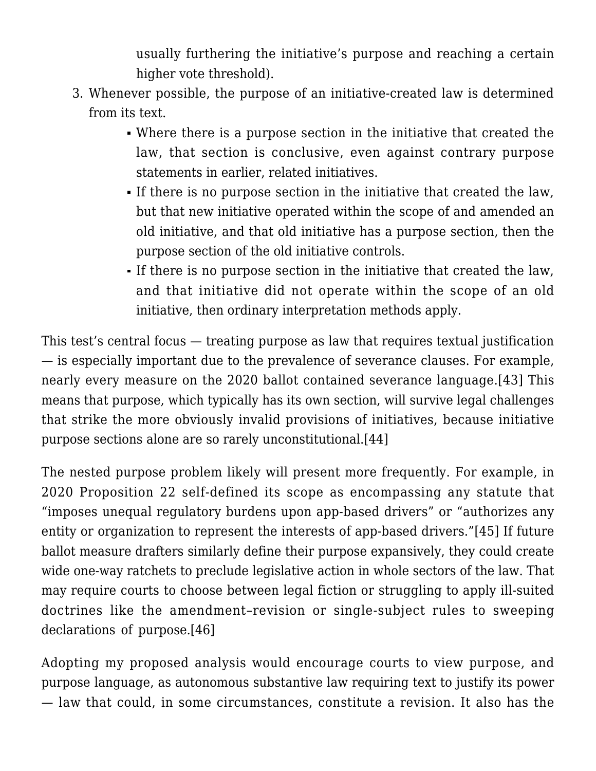usually furthering the initiative's purpose and reaching a certain higher vote threshold).

3. Whenever possible, the purpose of an initiative-created law is determined from its text.
   - Where there is a purpose section in the initiative that created the law, that section is conclusive, even against contrary purpose statements in earlier, related initiatives.
   - If there is no purpose section in the initiative that created the law, but that new initiative operated within the scope of and amended an old initiative, and that old initiative has a purpose section, then the purpose section of the old initiative controls.
   - If there is no purpose section in the initiative that created the law, and that initiative did not operate within the scope of an old initiative, then ordinary interpretation methods apply.

This test's central focus — treating purpose as law that requires textual justification — is especially important due to the prevalence of severance clauses. For example, nearly every measure on the 2020 ballot contained severance language.[43] This means that purpose, which typically has its own section, will survive legal challenges that strike the more obviously invalid provisions of initiatives, because initiative purpose sections alone are so rarely unconstitutional.[44]

The nested purpose problem likely will present more frequently. For example, in 2020 Proposition 22 self-defined its scope as encompassing any statute that "imposes unequal regulatory burdens upon app-based drivers" or "authorizes any entity or organization to represent the interests of app-based drivers."[45] If future ballot measure drafters similarly define their purpose expansively, they could create wide one-way ratchets to preclude legislative action in whole sectors of the law. That may require courts to choose between legal fiction or struggling to apply ill-suited doctrines like the amendment–revision or single-subject rules to sweeping declarations of purpose.[46]

Adopting my proposed analysis would encourage courts to view purpose, and purpose language, as autonomous substantive law requiring text to justify its power — law that could, in some circumstances, constitute a revision. It also has the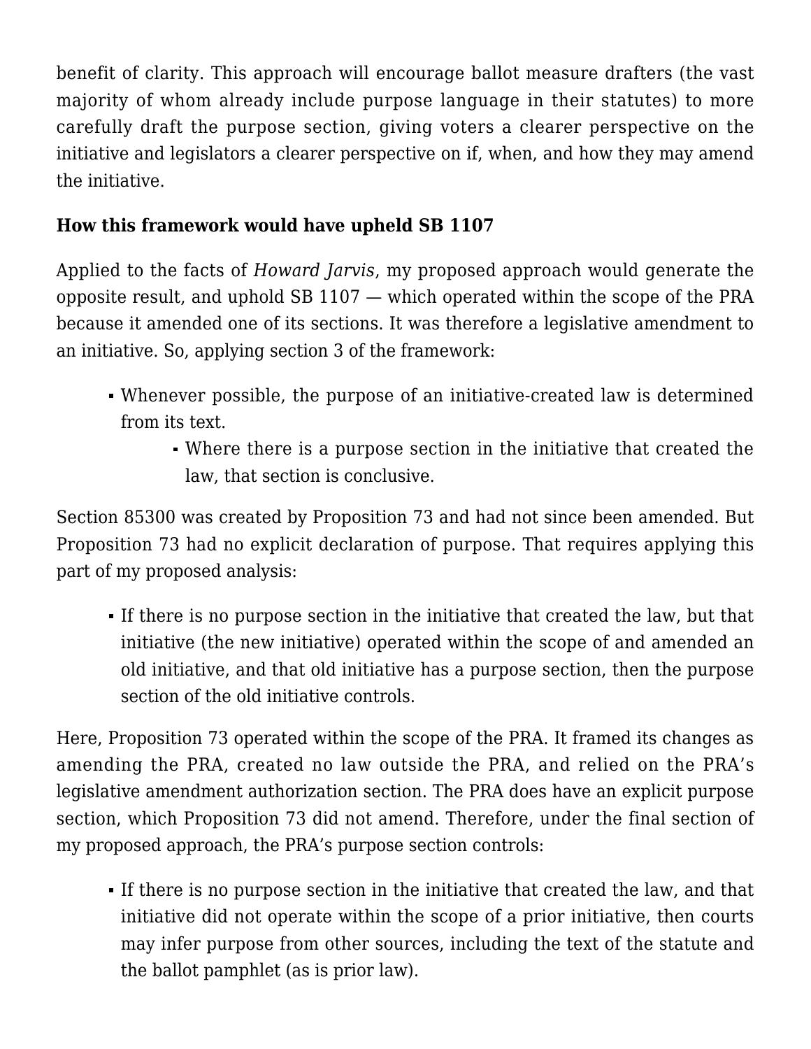benefit of clarity. This approach will encourage ballot measure drafters (the vast majority of whom already include purpose language in their statutes) to more carefully draft the purpose section, giving voters a clearer perspective on the initiative and legislators a clearer perspective on if, when, and how they may amend the initiative.

**How this framework would have upheld SB 1107**

Applied to the facts of *Howard Jarvis*, my proposed approach would generate the opposite result, and uphold SB 1107 — which operated within the scope of the PRA because it amended one of its sections. It was therefore a legislative amendment to an initiative. So, applying section 3 of the framework:

- Whenever possible, the purpose of an initiative-created law is determined from its text.
  - Where there is a purpose section in the initiative that created the law, that section is conclusive.

Section 85300 was created by Proposition 73 and had not since been amended. But Proposition 73 had no explicit declaration of purpose. That requires applying this part of my proposed analysis:

- If there is no purpose section in the initiative that created the law, but that initiative (the new initiative) operated within the scope of and amended an old initiative, and that old initiative has a purpose section, then the purpose section of the old initiative controls.

Here, Proposition 73 operated within the scope of the PRA. It framed its changes as amending the PRA, created no law outside the PRA, and relied on the PRA's legislative amendment authorization section. The PRA does have an explicit purpose section, which Proposition 73 did not amend. Therefore, under the final section of my proposed approach, the PRA's purpose section controls:

- If there is no purpose section in the initiative that created the law, and that initiative did not operate within the scope of a prior initiative, then courts may infer purpose from other sources, including the text of the statute and the ballot pamphlet (as is prior law).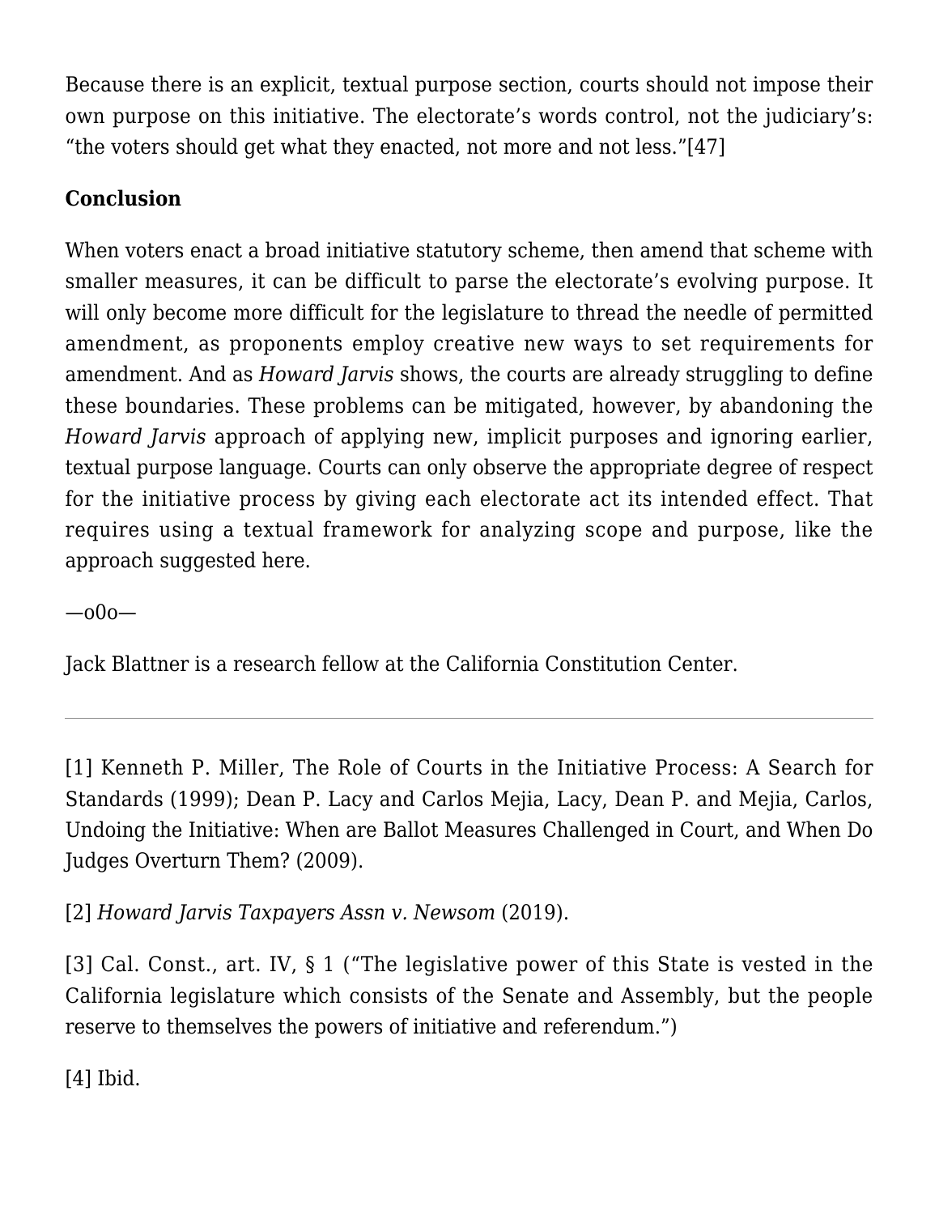Because there is an explicit, textual purpose section, courts should not impose their own purpose on this initiative. The electorate's words control, not the judiciary's: "the voters should get what they enacted, not more and not less."[47]

**Conclusion**

When voters enact a broad initiative statutory scheme, then amend that scheme with smaller measures, it can be difficult to parse the electorate's evolving purpose. It will only become more difficult for the legislature to thread the needle of permitted amendment, as proponents employ creative new ways to set requirements for amendment. And as *Howard Jarvis* shows, the courts are already struggling to define these boundaries. These problems can be mitigated, however, by abandoning the *Howard Jarvis* approach of applying new, implicit purposes and ignoring earlier, textual purpose language. Courts can only observe the appropriate degree of respect for the initiative process by giving each electorate act its intended effect. That requires using a textual framework for analyzing scope and purpose, like the approach suggested here.

—o0o—

Jack Blattner is a research fellow at the California Constitution Center.

---

[1] Kenneth P. Miller, The Role of Courts in the Initiative Process: A Search for Standards (1999); Dean P. Lacy and Carlos Mejia, Lacy, Dean P. and Mejia, Carlos, Undoing the Initiative: When are Ballot Measures Challenged in Court, and When Do Judges Overturn Them? (2009).

[2] *Howard Jarvis Taxpayers Assn v. Newsom* (2019).

[3] Cal. Const., art. IV, § 1 ("The legislative power of this State is vested in the California legislature which consists of the Senate and Assembly, but the people reserve to themselves the powers of initiative and referendum.")

[4] Ibid.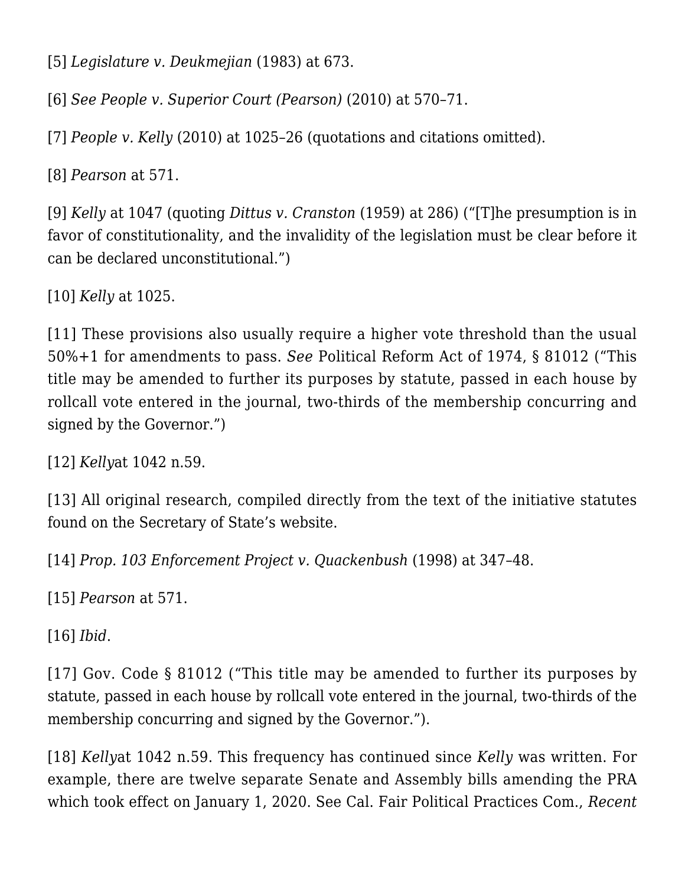[5] *Legislature v. Deukmejian* (1983) at 673.

[6] *See People v. Superior Court (Pearson)* (2010) at 570–71.

[7] *People v. Kelly* (2010) at 1025–26 (quotations and citations omitted).

[8] *Pearson* at 571.

[9] *Kelly* at 1047 (quoting *Dittus v. Cranston* (1959) at 286) ("[T]he presumption is in favor of constitutionality, and the invalidity of the legislation must be clear before it can be declared unconstitutional.")

[10] *Kelly* at 1025.

[11] These provisions also usually require a higher vote threshold than the usual 50%+1 for amendments to pass. *See* Political Reform Act of 1974, § 81012 ("This title may be amended to further its purposes by statute, passed in each house by rollcall vote entered in the journal, two-thirds of the membership concurring and signed by the Governor.")

[12] *Kelly*at 1042 n.59.

[13] All original research, compiled directly from the text of the initiative statutes found on the Secretary of State's website.

[14] *Prop. 103 Enforcement Project v. Quackenbush* (1998) at 347–48.

[15] *Pearson* at 571.

[16] *Ibid*.

[17] Gov. Code § 81012 ("This title may be amended to further its purposes by statute, passed in each house by rollcall vote entered in the journal, two-thirds of the membership concurring and signed by the Governor.").

[18] *Kelly*at 1042 n.59. This frequency has continued since *Kelly* was written. For example, there are twelve separate Senate and Assembly bills amending the PRA which took effect on January 1, 2020. See Cal. Fair Political Practices Com., *Recent*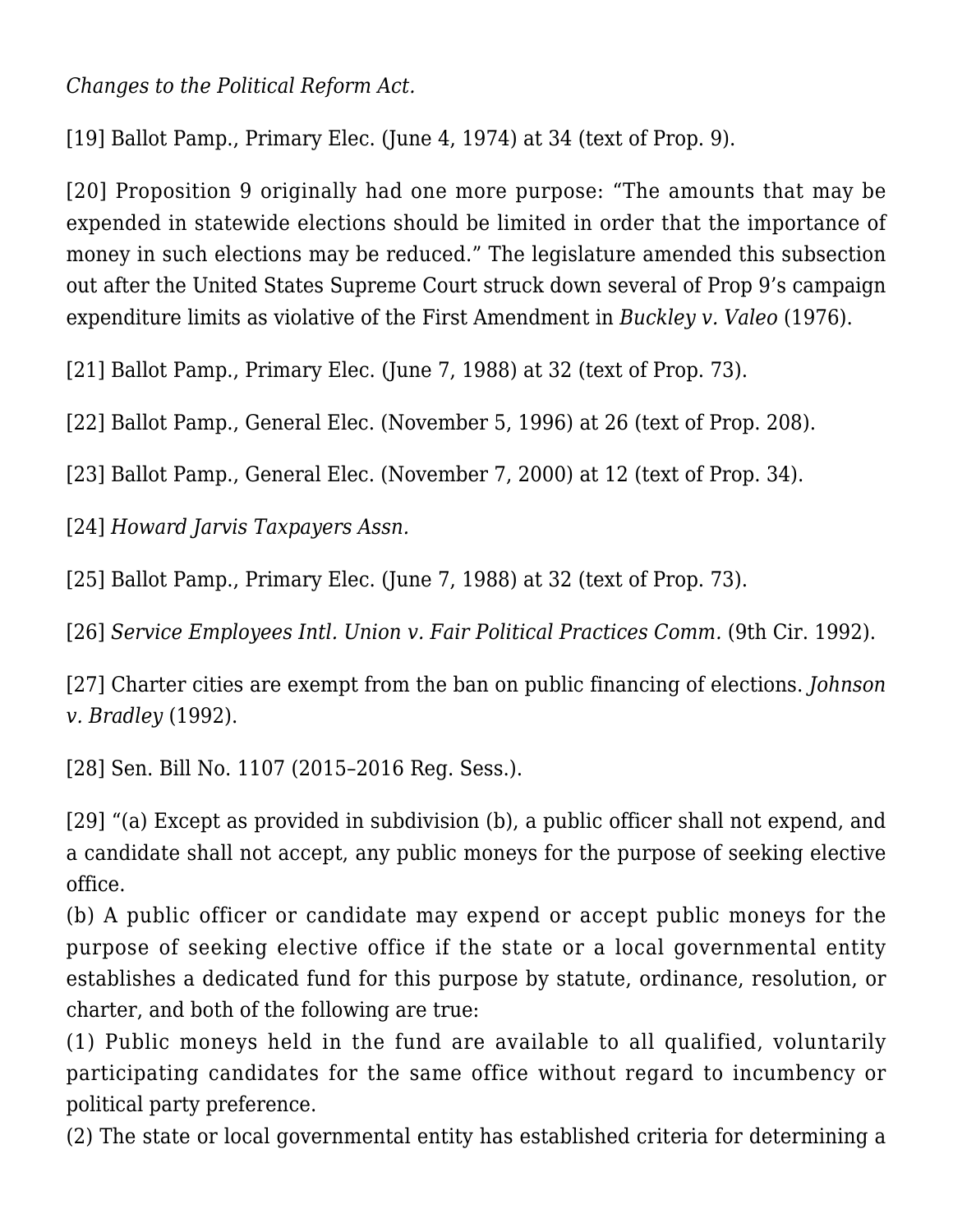*Changes to the Political Reform Act.*

[19] Ballot Pamp., Primary Elec. (June 4, 1974) at 34 (text of Prop. 9).

[20] Proposition 9 originally had one more purpose: "The amounts that may be expended in statewide elections should be limited in order that the importance of money in such elections may be reduced." The legislature amended this subsection out after the United States Supreme Court struck down several of Prop 9's campaign expenditure limits as violative of the First Amendment in *Buckley v. Valeo* (1976).

[21] Ballot Pamp., Primary Elec. (June 7, 1988) at 32 (text of Prop. 73).

[22] Ballot Pamp., General Elec. (November 5, 1996) at 26 (text of Prop. 208).

[23] Ballot Pamp., General Elec. (November 7, 2000) at 12 (text of Prop. 34).

[24] *Howard Jarvis Taxpayers Assn.*

[25] Ballot Pamp., Primary Elec. (June 7, 1988) at 32 (text of Prop. 73).

[26] *Service Employees Intl. Union v. Fair Political Practices Comm.* (9th Cir. 1992).

[27] Charter cities are exempt from the ban on public financing of elections. *Johnson v. Bradley* (1992).

[28] Sen. Bill No. 1107 (2015–2016 Reg. Sess.).

[29] "(a) Except as provided in subdivision (b), a public officer shall not expend, and a candidate shall not accept, any public moneys for the purpose of seeking elective office.
(b) A public officer or candidate may expend or accept public moneys for the purpose of seeking elective office if the state or a local governmental entity establishes a dedicated fund for this purpose by statute, ordinance, resolution, or charter, and both of the following are true:
(1) Public moneys held in the fund are available to all qualified, voluntarily participating candidates for the same office without regard to incumbency or political party preference.
(2) The state or local governmental entity has established criteria for determining a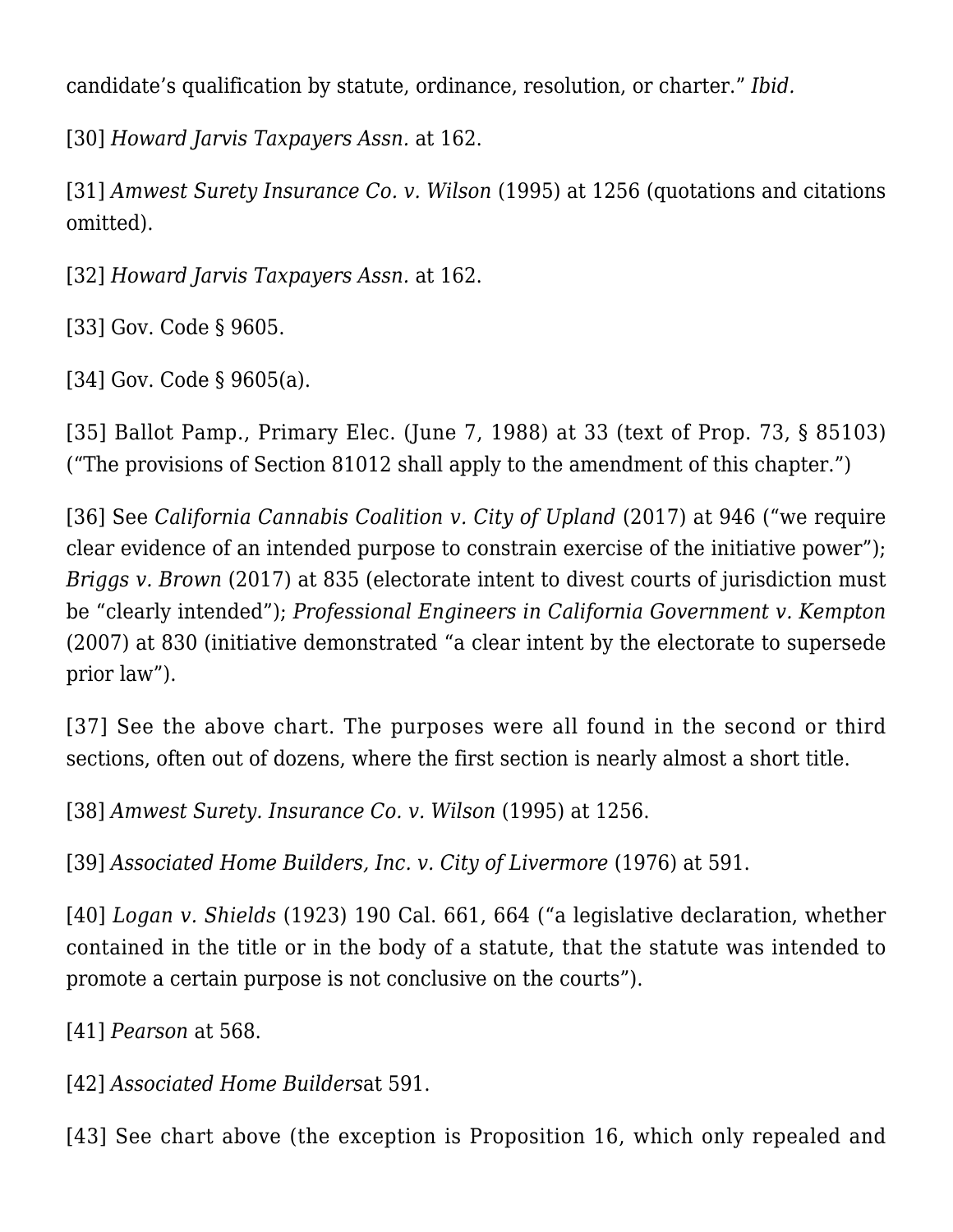candidate's qualification by statute, ordinance, resolution, or charter." *Ibid.*

[30] *Howard Jarvis Taxpayers Assn.* at 162.

[31] *Amwest Surety Insurance Co. v. Wilson* (1995) at 1256 (quotations and citations omitted).

[32] *Howard Jarvis Taxpayers Assn.* at 162.

[33] Gov. Code § 9605.

[34] Gov. Code § 9605(a).

[35] Ballot Pamp., Primary Elec. (June 7, 1988) at 33 (text of Prop. 73, § 85103) ("The provisions of Section 81012 shall apply to the amendment of this chapter.")

[36] See *California Cannabis Coalition v. City of Upland* (2017) at 946 ("we require clear evidence of an intended purpose to constrain exercise of the initiative power"); *Briggs v. Brown* (2017) at 835 (electorate intent to divest courts of jurisdiction must be "clearly intended"); *Professional Engineers in California Government v. Kempton* (2007) at 830 (initiative demonstrated "a clear intent by the electorate to supersede prior law").

[37] See the above chart. The purposes were all found in the second or third sections, often out of dozens, where the first section is nearly almost a short title.

[38] *Amwest Surety. Insurance Co. v. Wilson* (1995) at 1256.

[39] *Associated Home Builders, Inc. v. City of Livermore* (1976) at 591.

[40] *Logan v. Shields* (1923) 190 Cal. 661, 664 ("a legislative declaration, whether contained in the title or in the body of a statute, that the statute was intended to promote a certain purpose is not conclusive on the courts").

[41] *Pearson* at 568.

[42] *Associated Home Builders*at 591.

[43] See chart above (the exception is Proposition 16, which only repealed and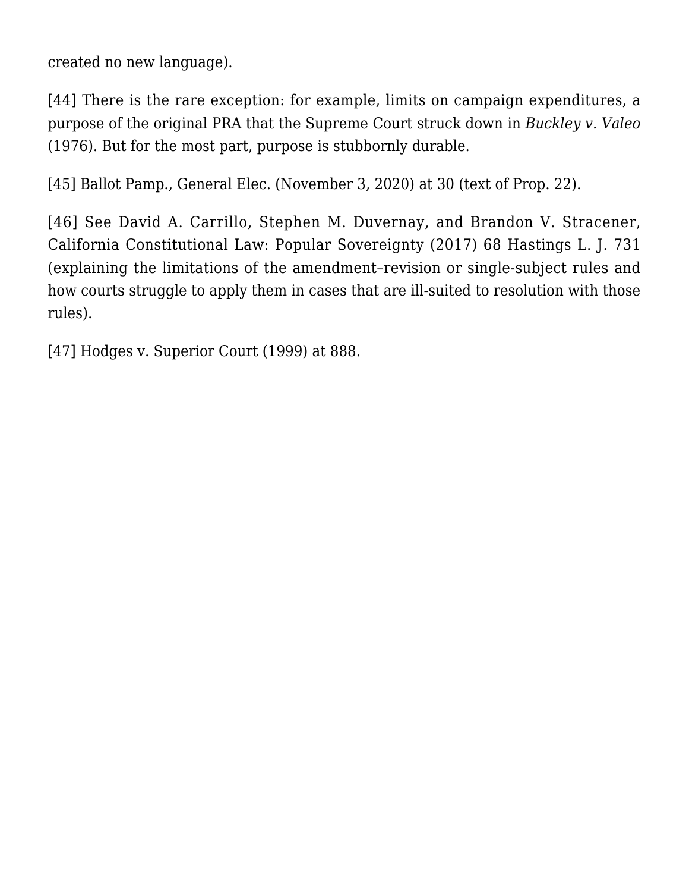created no new language).

[44] There is the rare exception: for example, limits on campaign expenditures, a purpose of the original PRA that the Supreme Court struck down in *Buckley v. Valeo* (1976). But for the most part, purpose is stubbornly durable.

[45] Ballot Pamp., General Elec. (November 3, 2020) at 30 (text of Prop. 22).

[46] See David A. Carrillo, Stephen M. Duvernay, and Brandon V. Stracener, California Constitutional Law: Popular Sovereignty (2017) 68 Hastings L. J. 731 (explaining the limitations of the amendment–revision or single-subject rules and how courts struggle to apply them in cases that are ill-suited to resolution with those rules).

[47] Hodges v. Superior Court (1999) at 888.